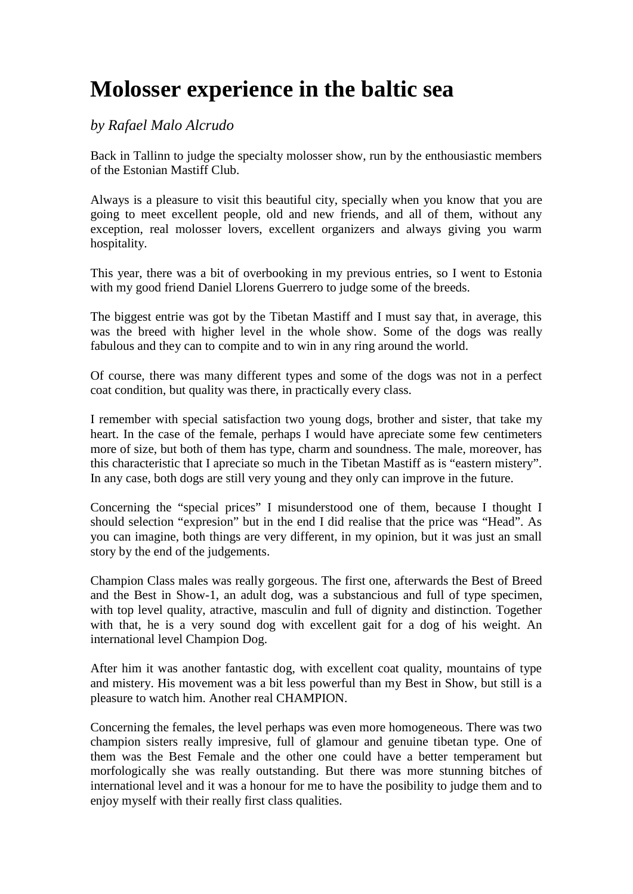# Molosser experience in the baltic sea

*by Rafael Malo Alcrudo*

Back in Tallinn to judge the specialty molosser show, run by the enthousiastic members of the Estonian Mastiff Club.

Always is a pleasure to visit this beautiful city, specially when you know that you are going to meet excellent people, old and new friends, and all of them, without any exception, real molosser lovers, excellent organizers and always giving you warm hospitality.

This year, there was a bit of overbooking in my previous entries, so I went to Estonia with my good friend Daniel Llorens Guerrero to judge some of the breeds.

The biggest entrie was got by the Tibetan Mastiff and I must say that, in average, this was the breed with higher level in the whole show. Some of the dogs was really fabulous and they can to compite and to win in any ring around the world.

Of course, there was many different types and some of the dogs was not in a perfect coat condition, but quality was there, in practically every class.

I remember with special satisfaction two young dogs, brother and sister, that take my heart. In the case of the female, perhaps I would have apreciate some few centimeters more of size, but both of them has type, charm and soundness. The male, moreover, has this characteristic that I apreciate so much in the Tibetan Mastiff as is "eastern mistery". In any case, both dogs are still very young and they only can improve in the future.

Concerning the "special prices" I misunderstood one of them, because I thought I should selection "expresion" but in the end I did realise that the price was "Head". As you can imagine, both things are very different, in my opinion, but it was just an small story by the end of the judgements.

Champion Class males was really gorgeous. The first one, afterwards the Best of Breed and the Best in Show-1, an adult dog, was a substancious and full of type specimen, with top level quality, atractive, masculin and full of dignity and distinction. Together with that, he is a very sound dog with excellent gait for a dog of his weight. An international level Champion Dog.

After him it was another fantastic dog, with excellent coat quality, mountains of type and mistery. His movement was a bit less powerful than my Best in Show, but still is a pleasure to watch him. Another real CHAMPION.

Concerning the females, the level perhaps was even more homogeneous. There was two champion sisters really impresive, full of glamour and genuine tibetan type. One of them was the Best Female and the other one could have a better temperament but morfologically she was really outstanding. But there was more stunning bitches of international level and it was a honour for me to have the posibility to judge them and to enjoy myself with their really first class qualities.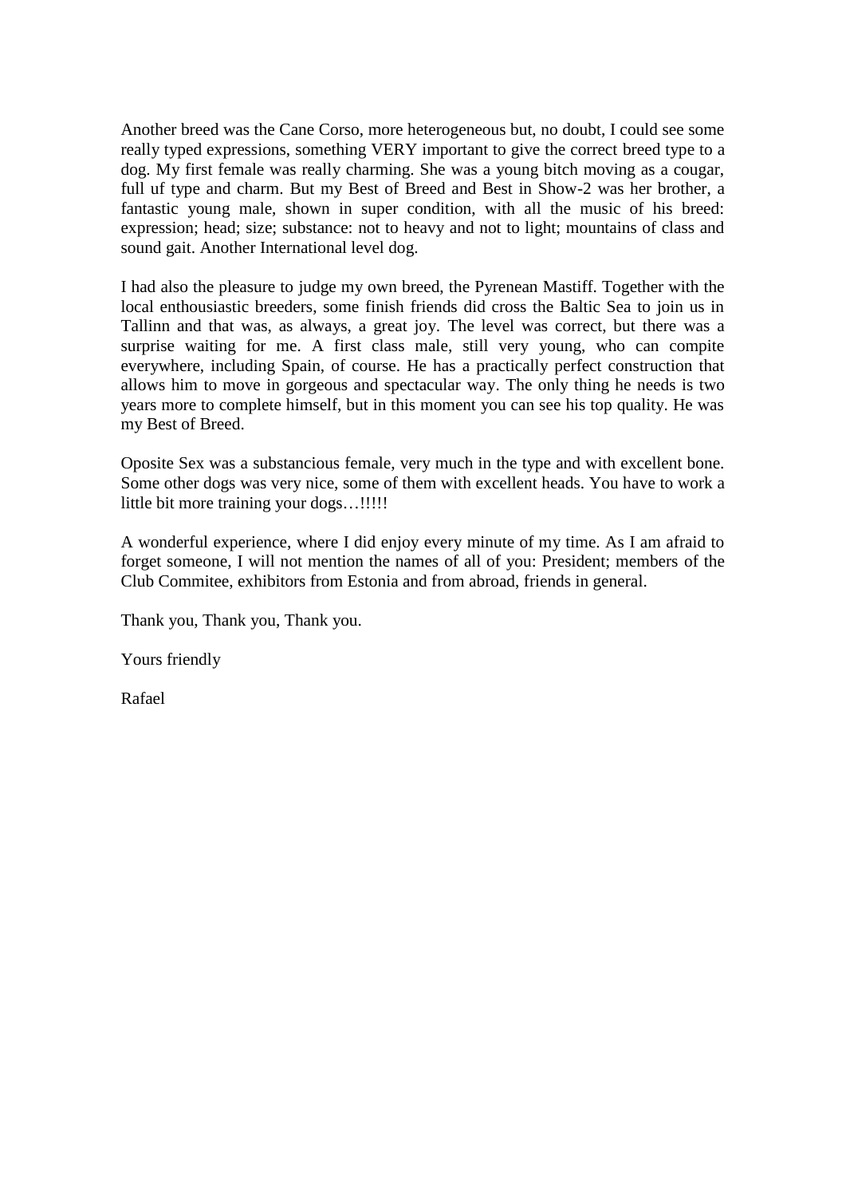Another breed was the Cane Corso, more heterogeneous but, no doubt, I could see some really typed expressions, something VERY important to give the correct breed type to a dog. My first female was really charming. She was a young bitch moving as a cougar, full uf type and charm. But my Best of Breed and Best in Show-2 was her brother, a fantastic young male, shown in super condition, with all the music of his breed: expression; head; size; substance: not to heavy and not to light; mountains of class and sound gait. Another International level dog.

I had also the pleasure to judge my own breed, the Pyrenean Mastiff. Together with the local enthousiastic breeders, some finish friends did cross the Baltic Sea to join us in Tallinn and that was, as always, a great joy. The level was correct, but there was a surprise waiting for me. A first class male, still very young, who can compite everywhere, including Spain, of course. He has a practically perfect construction that allows him to move in gorgeous and spectacular way. The only thing he needs is two years more to complete himself, but in this moment you can see his top quality. He was my Best of Breed.

Oposite Sex was a substancious female, very much in the type and with excellent bone. Some other dogs was very nice, some of them with excellent heads. You have to work a little bit more training your dogs…!!!!!

A wonderful experience, where I did enjoy every minute of my time. As I am afraid to forget someone, I will not mention the names of all of you: President; members of the Club Commitee, exhibitors from Estonia and from abroad, friends in general.

Thank you, Thank you, Thank you.

Yours friendly

Rafael